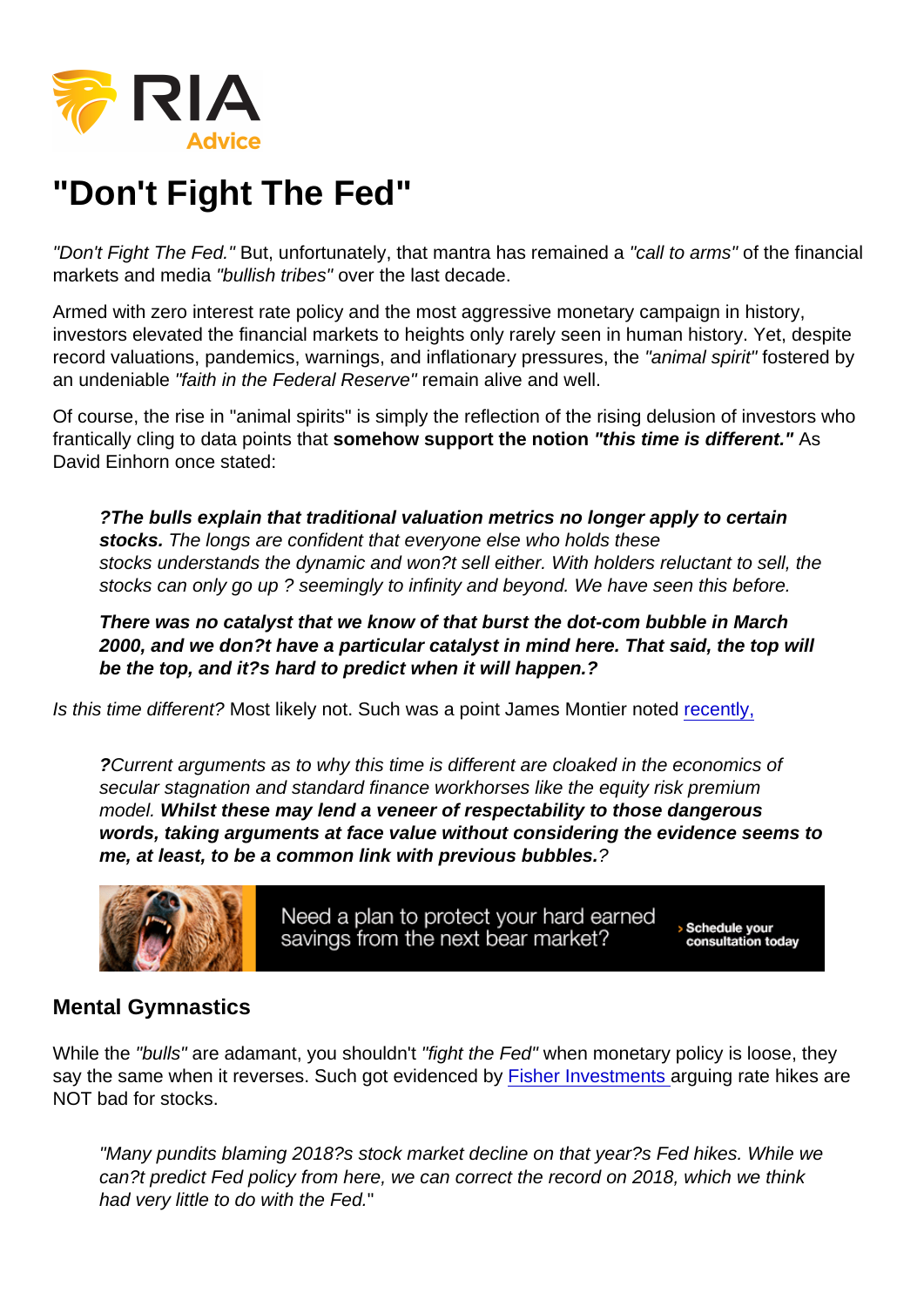# "Don't Fight The Fed"

*"Don't Fight The Fed."* But, unfortunately, that mantra has remained a *"call to arms"* of the financial markets and media *"bullish tribes"* over the last decade.

Armed with zero interest rate policy and the most aggressive monetary campaign in history, investors elevated the financial markets to heights only rarely seen in human history. Yet, despite record valuations, pandemics, warnings, and inflationary pressures, the *"animal spirit"* fostered by an undeniable *"faith in the Federal Reserve"* remain alive and well.

Of course, the rise in "animal spirits" is simply the reflection of the rising delusion of investors who frantically cling to data points that **somehow support the notion *"this time is different."*** As David Einhorn once stated:

> ***?The bulls explain that traditional valuation metrics no longer apply to certain stocks.*** *The longs are confident that everyone else who holds these stocks understands the dynamic and won?t sell either. With holders reluctant to sell, the stocks can only go up ? seemingly to infinity and beyond. We have seen this before.*
>
> ***There was no catalyst that we know of that burst the dot-com bubble in March 2000, and we don?t have a particular catalyst in mind here. That said, the top will be the top, and it?s hard to predict when it will happen.?***

*Is this time different?* Most likely not. Such was a point James Montier noted recently,

> ***?****Current arguments as to why this time is different are cloaked in the economics of secular stagnation and standard finance workhorses like the equity risk premium model.* ***Whilst these may lend a veneer of respectability to those dangerous words, taking arguments at face value without considering the evidence seems to me, at least, to be a common link with previous bubbles.****?*

Need a plan to protect your hard earned savings from the next bear market? › Schedule your consultation today

## Mental Gymnastics

While the *"bulls"* are adamant, you shouldn't *"fight the Fed"* when monetary policy is loose, they say the same when it reverses. Such got evidenced by Fisher Investments arguing rate hikes are NOT bad for stocks.

> *"Many pundits blaming 2018?s stock market decline on that year?s Fed hikes. While we can?t predict Fed policy from here, we can correct the record on 2018, which we think had very little to do with the Fed.*"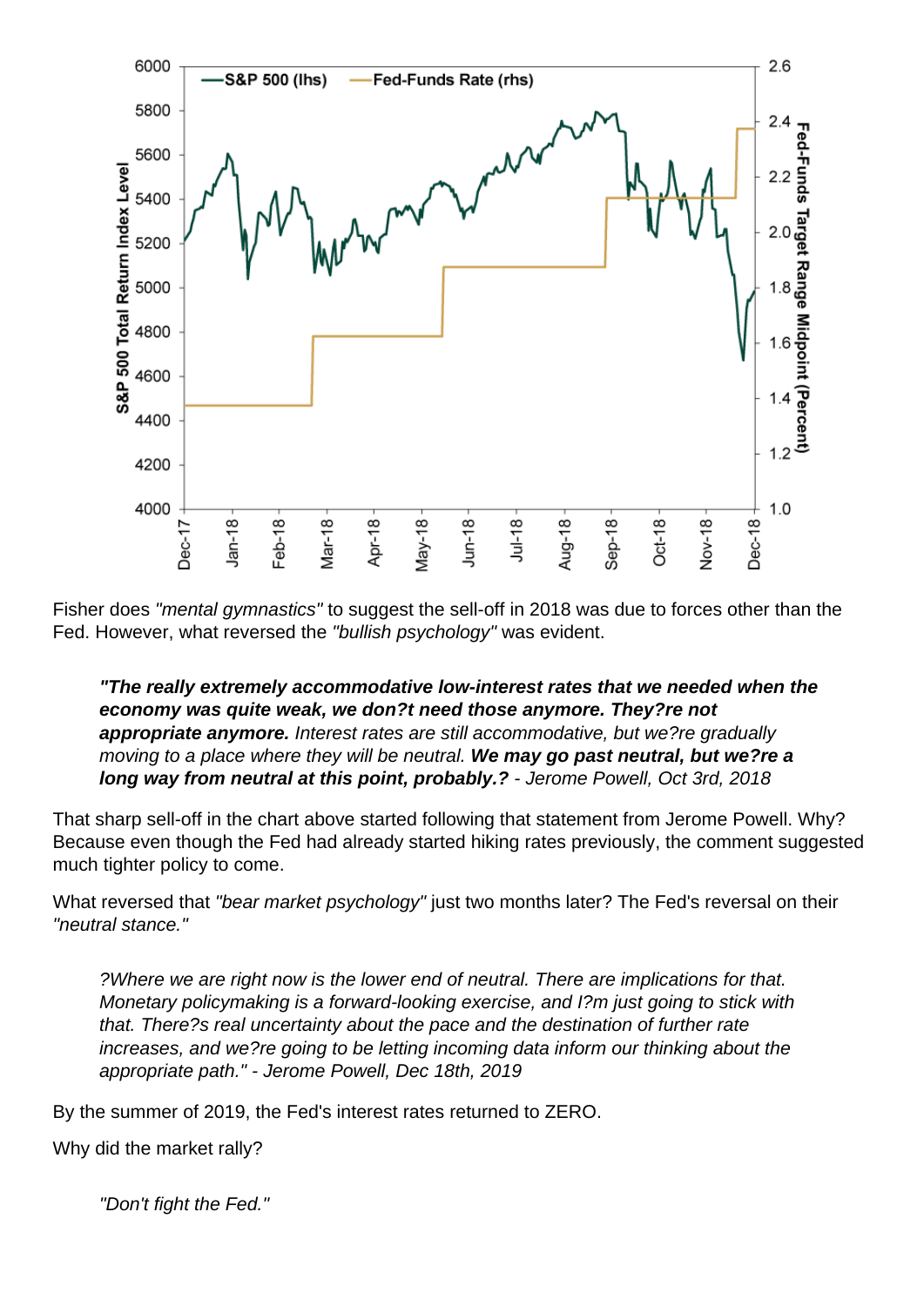Fisher does *"mental gymnastics"* to suggest the sell-off in 2018 was due to forces other than the Fed. However, what reversed the *"bullish psychology"* was evident.

> ***"The really extremely accommodative low-interest rates that we needed when the economy was quite weak, we don?t need those anymore. They?re not appropriate anymore.*** *Interest rates are still accommodative, but we?re gradually moving to a place where they will be neutral.* ***We may go past neutral, but we?re a long way from neutral at this point, probably.?*** *- Jerome Powell, Oct 3rd, 2018*

That sharp sell-off in the chart above started following that statement from Jerome Powell. Why? Because even though the Fed had already started hiking rates previously, the comment suggested much tighter policy to come.

What reversed that *"bear market psychology"* just two months later? The Fed's reversal on their *"neutral stance."*

> *?Where we are right now is the lower end of neutral. There are implications for that. Monetary policymaking is a forward-looking exercise, and I?m just going to stick with that. There?s real uncertainty about the pace and the destination of further rate increases, and we?re going to be letting incoming data inform our thinking about the appropriate path." - Jerome Powell, Dec 18th, 2019*

By the summer of 2019, the Fed's interest rates returned to ZERO.

Why did the market rally?

> *"Don't fight the Fed."*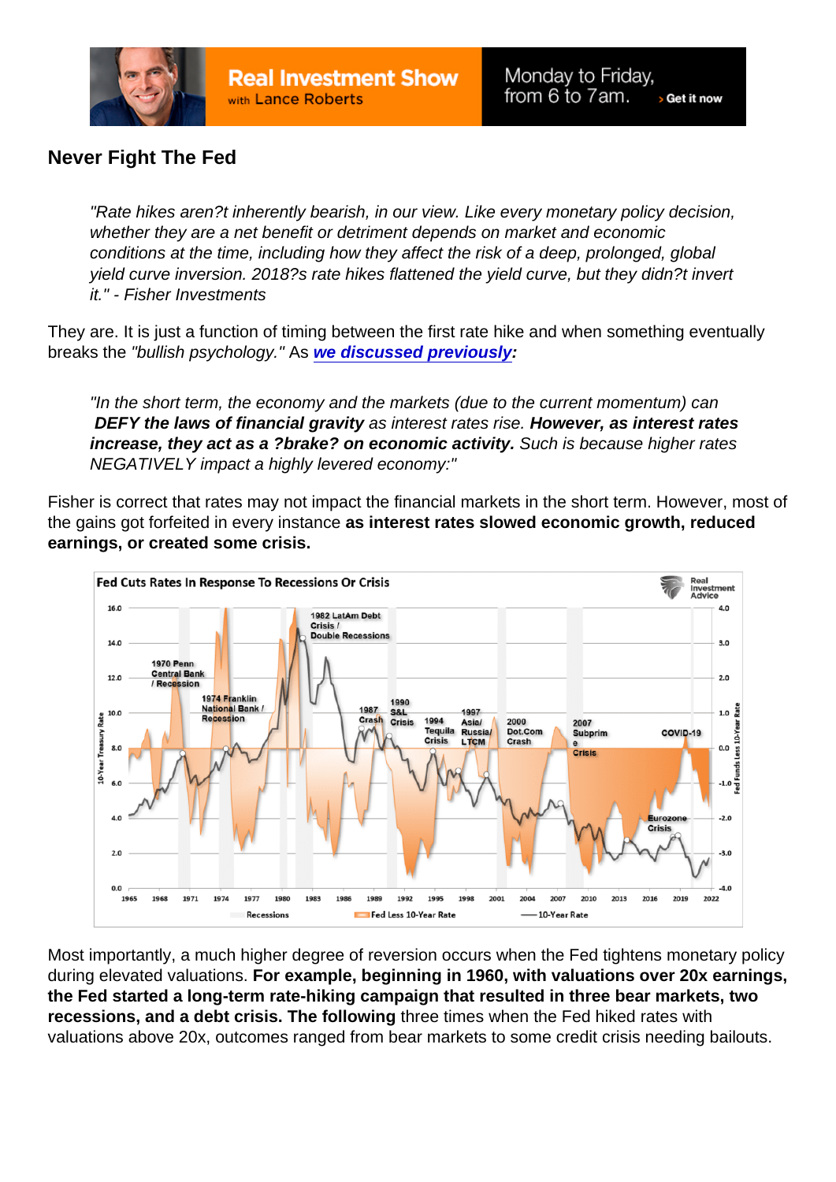## Never Fight The Fed

> "Rate hikes aren?t inherently bearish, in our view. Like every monetary policy decision, whether they are a net benefit or detriment depends on market and economic conditions at the time, including how they affect the risk of a deep, prolonged, global yield curve inversion. 2018?s rate hikes flattened the yield curve, but they didn?t invert it." - Fisher Investments

They are. It is just a function of timing between the first rate hike and when something eventually breaks the *"bullish psychology."* As **[we discussed previously](#)*:***

> "In the short term, the economy and the markets (due to the current momentum) can **DEFY the laws of financial gravity** as interest rates rise. **However, as interest rates increase, they act as a ?brake? on economic activity.** Such is because higher rates NEGATIVELY impact a highly levered economy:"

Fisher is correct that rates may not impact the financial markets in the short term. However, most of the gains got forfeited in every instance **as interest rates slowed economic growth, reduced earnings, or created some crisis.**

Most importantly, a much higher degree of reversion occurs when the Fed tightens monetary policy during elevated valuations. **For example, beginning in 1960, with valuations over 20x earnings, the Fed started a long-term rate-hiking campaign that resulted in three bear markets, two recessions, and a debt crisis. The following** three times when the Fed hiked rates with valuations above 20x, outcomes ranged from bear markets to some credit crisis needing bailouts.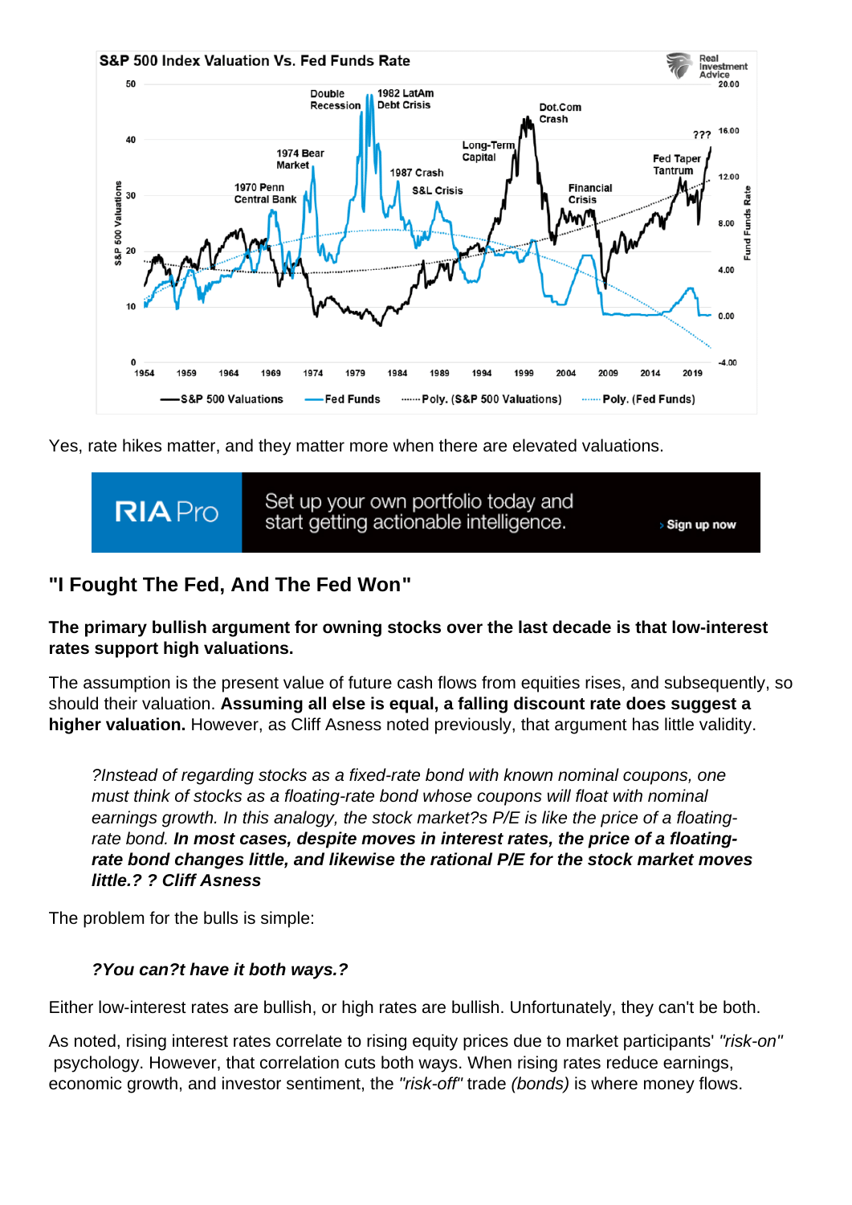Yes, rate hikes matter, and they matter more when there are elevated valuations.

## "I Fought The Fed, And The Fed Won"

**The primary bullish argument for owning stocks over the last decade is that low-interest rates support high valuations.**

The assumption is the present value of future cash flows from equities rises, and subsequently, so should their valuation. **Assuming all else is equal, a falling discount rate does suggest a higher valuation.** However, as Cliff Asness noted previously, that argument has little validity.

> *?Instead of regarding stocks as a fixed-rate bond with known nominal coupons, one must think of stocks as a floating-rate bond whose coupons will float with nominal earnings growth. In this analogy, the stock market?s P/E is like the price of a floating-rate bond.* ***In most cases, despite moves in interest rates, the price of a floating-rate bond changes little, and likewise the rational P/E for the stock market moves little.? ? Cliff Asness***

The problem for the bulls is simple:

> ***?You can?t have it both ways.?***

Either low-interest rates are bullish, or high rates are bullish. Unfortunately, they can't be both.

As noted, rising interest rates correlate to rising equity prices due to market participants' *"risk-on"* psychology. However, that correlation cuts both ways. When rising rates reduce earnings, economic growth, and investor sentiment, the *"risk-off"* trade *(bonds)* is where money flows.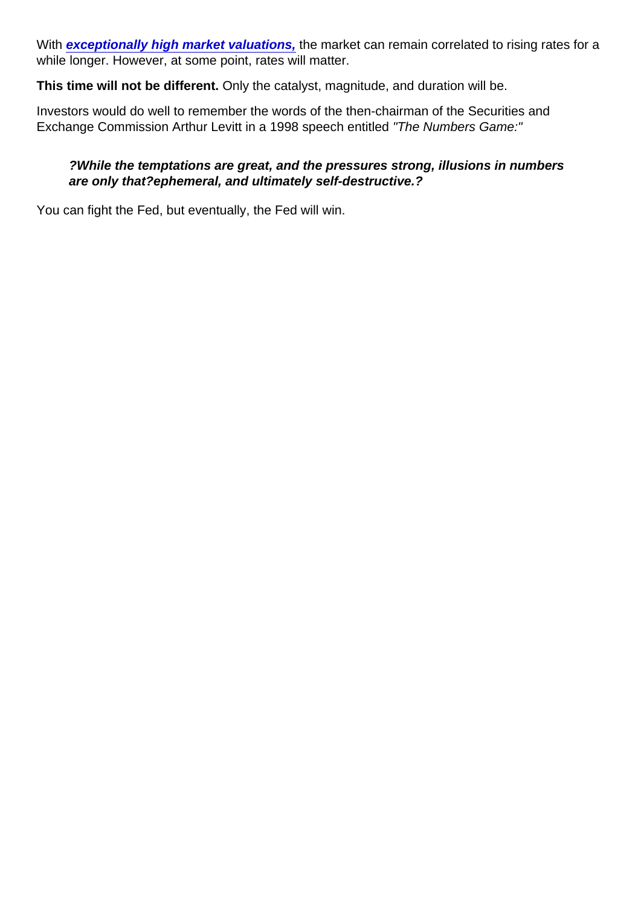With ***exceptionally high market valuations,*** the market can remain correlated to rising rates for a while longer. However, at some point, rates will matter.

**This time will not be different.** Only the catalyst, magnitude, and duration will be.

Investors would do well to remember the words of the then-chairman of the Securities and Exchange Commission Arthur Levitt in a 1998 speech entitled *"The Numbers Game:"*

> ***?While the temptations are great, and the pressures strong, illusions in numbers are only that?ephemeral, and ultimately self-destructive.?***

You can fight the Fed, but eventually, the Fed will win.